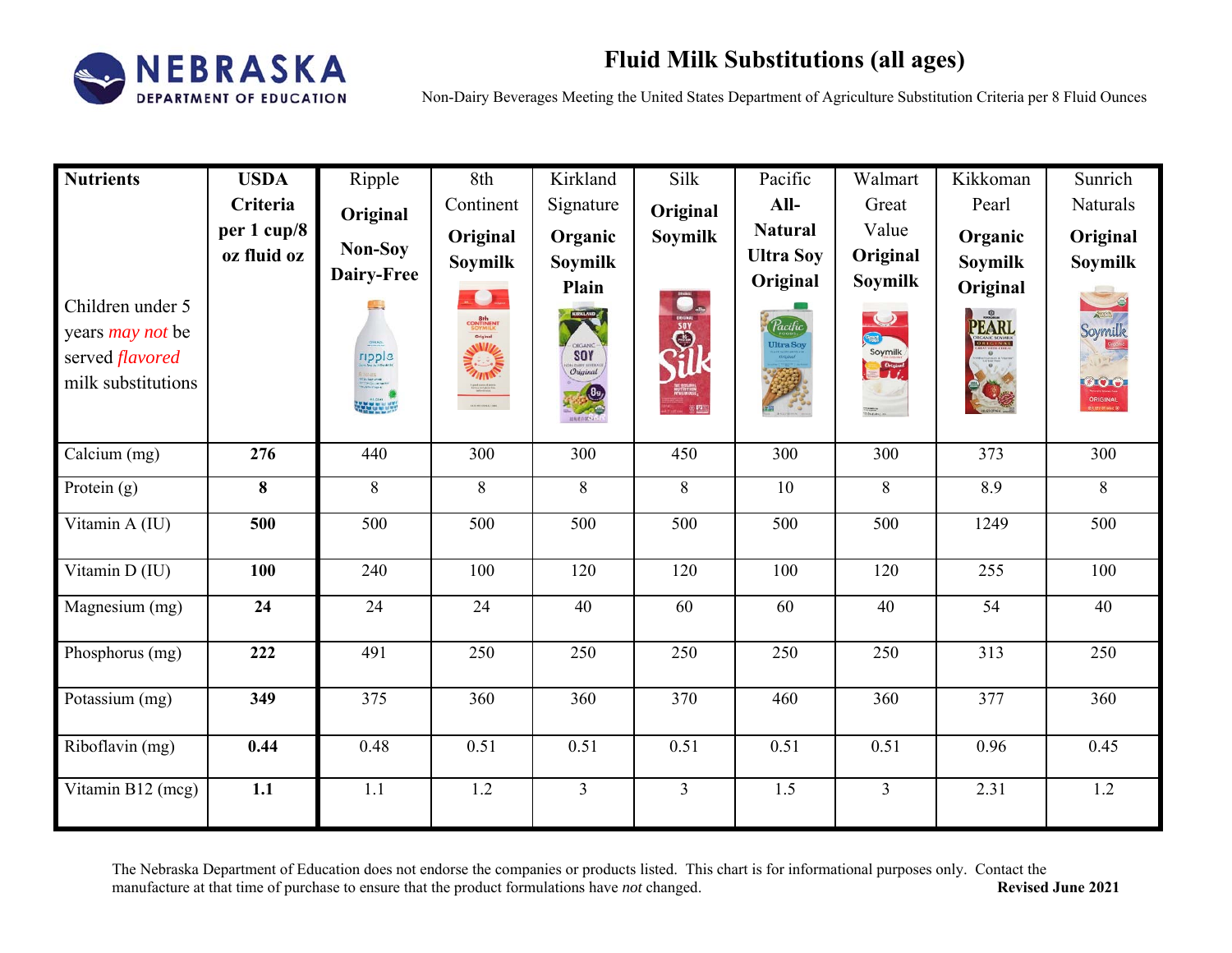NEBRASKA DEPARTMENT OF EDUCATION

# Fluid Milk Substitutions (all ages)

Non-Dairy Beverages Meeting the United States Department of Agriculture Substitution Criteria per 8 Fluid Ounces

| **Nutrients** Children under 5 years *may not* be served *flavored* milk substitutions | **USDA Criteria per 1 cup/8 oz fluid oz** | Ripple **Original Non-Soy Dairy-Free** | 8th Continent **Original Soymilk** | Kirkland Signature **Organic Soymilk Plain** | Silk **Original Soymilk** | Pacific **All-Natural Ultra Soy Original** | Walmart Great Value **Original Soymilk** | Kikkoman Pearl **Organic Soymilk Original** | Sunrich Naturals **Original Soymilk** |
|---|---|---|---|---|---|---|---|---|---|
| Calcium (mg) | **276** | 440 | 300 | 300 | 450 | 300 | 300 | 373 | 300 |
| Protein (g) | **8** | 8 | 8 | 8 | 8 | 10 | 8 | 8.9 | 8 |
| Vitamin A (IU) | **500** | 500 | 500 | 500 | 500 | 500 | 500 | 1249 | 500 |
| Vitamin D (IU) | **100** | 240 | 100 | 120 | 120 | 100 | 120 | 255 | 100 |
| Magnesium (mg) | **24** | 24 | 24 | 40 | 60 | 60 | 40 | 54 | 40 |
| Phosphorus (mg) | **222** | 491 | 250 | 250 | 250 | 250 | 250 | 313 | 250 |
| Potassium (mg) | **349** | 375 | 360 | 360 | 370 | 460 | 360 | 377 | 360 |
| Riboflavin (mg) | **0.44** | 0.48 | 0.51 | 0.51 | 0.51 | 0.51 | 0.51 | 0.96 | 0.45 |
| Vitamin B12 (mcg) | **1.1** | 1.1 | 1.2 | 3 | 3 | 1.5 | 3 | 2.31 | 1.2 |

The Nebraska Department of Education does not endorse the companies or products listed. This chart is for informational purposes only. Contact the manufacture at that time of purchase to ensure that the product formulations have *not* changed.

**Revised June 2021**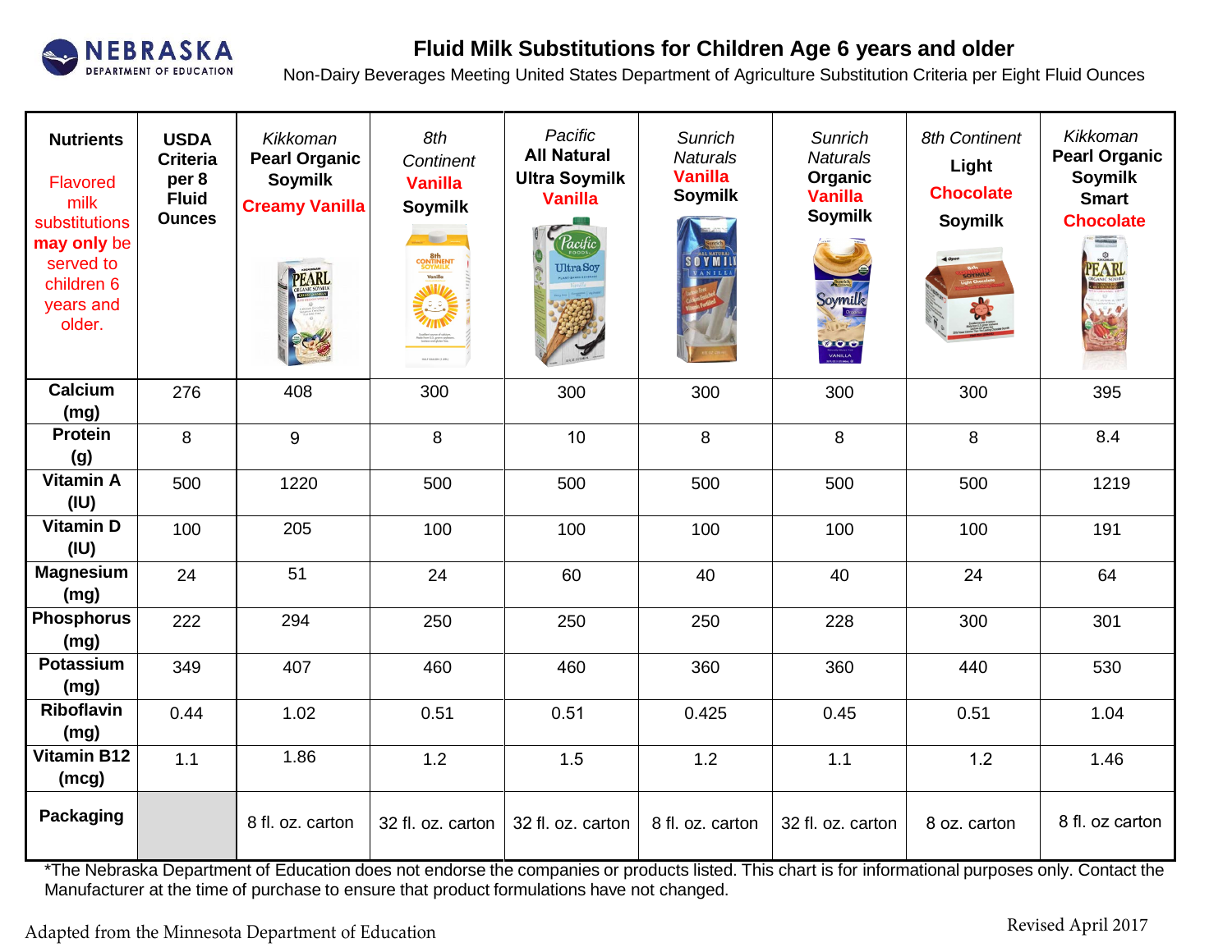**NEBRASKA DEPARTMENT OF EDUCATION**

# Fluid Milk Substitutions for Children Age 6 years and older

Non-Dairy Beverages Meeting United States Department of Agriculture Substitution Criteria per Eight Fluid Ounces

| **Nutrients** Flavored milk substitutions **may only** be served to children 6 years and older. | **USDA Criteria per 8 Fluid Ounces** | *Kikkoman* **Pearl Organic Soymilk Creamy Vanilla** | *8th Continent* **Vanilla Soymilk** | *Pacific* **All Natural Ultra Soymilk Vanilla** | *Sunrich Naturals* **Vanilla Soymilk** | *Sunrich Naturals* **Organic Vanilla Soymilk** | *8th Continent* **Light Chocolate Soymilk** | *Kikkoman* **Pearl Organic Soymilk Smart Chocolate** |
|---|---|---|---|---|---|---|---|---|
| **Calcium (mg)** | 276 | 408 | 300 | 300 | 300 | 300 | 300 | 395 |
| **Protein (g)** | 8 | 9 | 8 | 10 | 8 | 8 | 8 | 8.4 |
| **Vitamin A (IU)** | 500 | 1220 | 500 | 500 | 500 | 500 | 500 | 1219 |
| **Vitamin D (IU)** | 100 | 205 | 100 | 100 | 100 | 100 | 100 | 191 |
| **Magnesium (mg)** | 24 | 51 | 24 | 60 | 40 | 40 | 24 | 64 |
| **Phosphorus (mg)** | 222 | 294 | 250 | 250 | 250 | 228 | 300 | 301 |
| **Potassium (mg)** | 349 | 407 | 460 | 460 | 360 | 360 | 440 | 530 |
| **Riboflavin (mg)** | 0.44 | 1.02 | 0.51 | 0.51 | 0.425 | 0.45 | 0.51 | 1.04 |
| **Vitamin B12 (mcg)** | 1.1 | 1.86 | 1.2 | 1.5 | 1.2 | 1.1 | 1.2 | 1.46 |
| **Packaging** | | 8 fl. oz. carton | 32 fl. oz. carton | 32 fl. oz. carton | 8 fl. oz. carton | 32 fl. oz. carton | 8 oz. carton | 8 fl. oz carton |

*The Nebraska Department of Education does not endorse the companies or products listed. This chart is for informational purposes only. Contact the Manufacturer at the time of purchase to ensure that product formulations have not changed.

Adapted from the Minnesota Department of Education

Revised April 2017